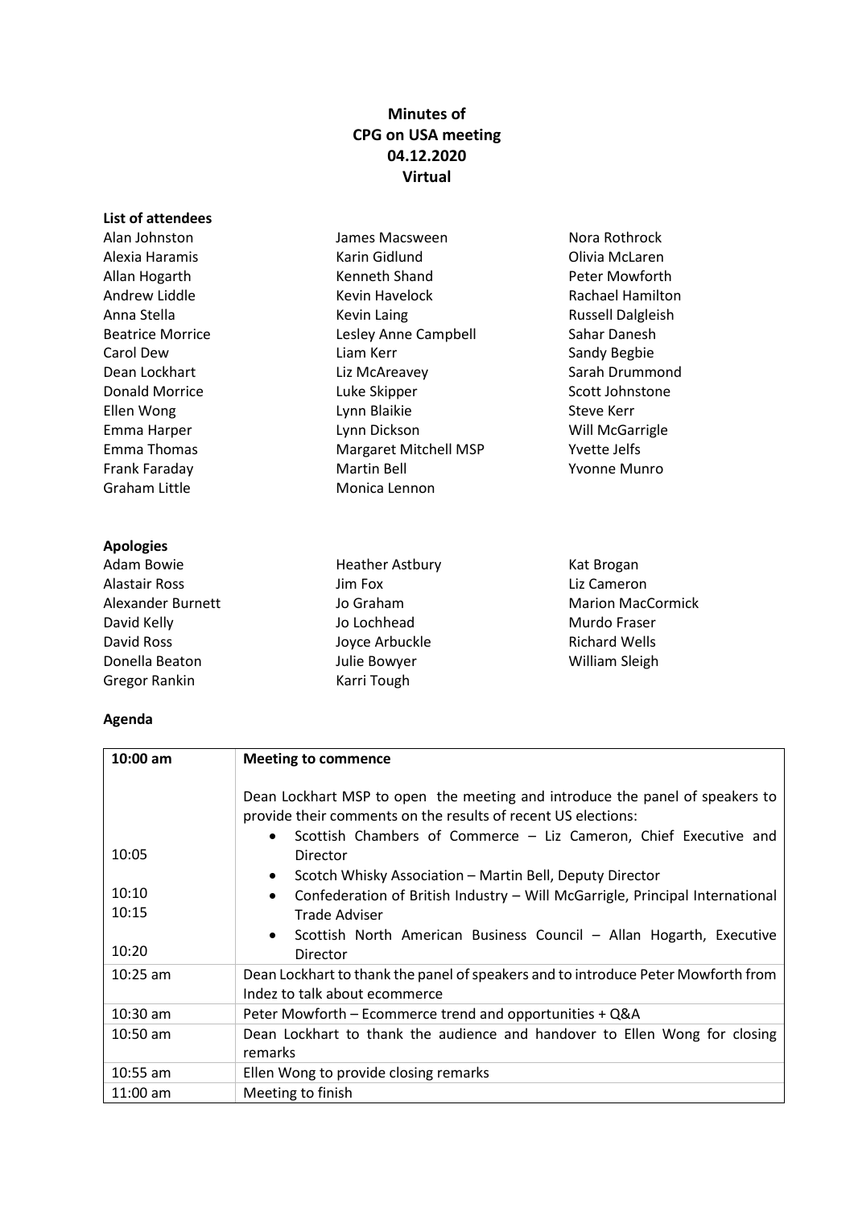# Minutes of
# CPG on USA meeting
# 04.12.2020
# Virtual

## List of attendees

Alan Johnston
Alexia Haramis
Allan Hogarth
Andrew Liddle
Anna Stella
Beatrice Morrice
Carol Dew
Dean Lockhart
Donald Morrice
Ellen Wong
Emma Harper
Emma Thomas
Frank Faraday
Graham Little
James Macsween
Karin Gidlund
Kenneth Shand
Kevin Havelock
Kevin Laing
Lesley Anne Campbell
Liam Kerr
Liz McAreavey
Luke Skipper
Lynn Blaikie
Lynn Dickson
Margaret Mitchell MSP
Martin Bell
Monica Lennon
Nora Rothrock
Olivia McLaren
Peter Mowforth
Rachael Hamilton
Russell Dalgleish
Sahar Danesh
Sandy Begbie
Sarah Drummond
Scott Johnstone
Steve Kerr
Will McGarrigle
Yvette Jelfs
Yvonne Munro

## Apologies

Adam Bowie
Alastair Ross
Alexander Burnett
David Kelly
David Ross
Donella Beaton
Gregor Rankin
Heather Astbury
Jim Fox
Jo Graham
Jo Lochhead
Joyce Arbuckle
Julie Bowyer
Karri Tough
Kat Brogan
Liz Cameron
Marion MacCormick
Murdo Fraser
Richard Wells
William Sleigh

## Agenda

| 10:00 am | **Meeting to commence** |
|---|---|
| | Dean Lockhart MSP to open the meeting and introduce the panel of speakers to provide their comments on the results of recent US elections: |
| 10:05 | • Scottish Chambers of Commerce – Liz Cameron, Chief Executive and Director |
| 10:10 | • Scotch Whisky Association – Martin Bell, Deputy Director |
| 10:15 | • Confederation of British Industry – Will McGarrigle, Principal International Trade Adviser |
| 10:20 | • Scottish North American Business Council – Allan Hogarth, Executive Director |
| 10:25 am | Dean Lockhart to thank the panel of speakers and to introduce Peter Mowforth from Indez to talk about ecommerce |
| 10:30 am | Peter Mowforth – Ecommerce trend and opportunities + Q&A |
| 10:50 am | Dean Lockhart to thank the audience and handover to Ellen Wong for closing remarks |
| 10:55 am | Ellen Wong to provide closing remarks |
| 11:00 am | Meeting to finish |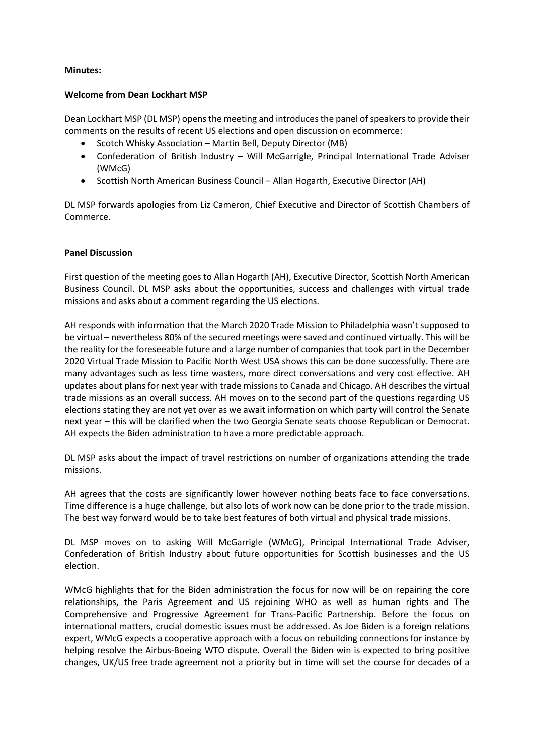**Minutes:**

**Welcome from Dean Lockhart MSP**

Dean Lockhart MSP (DL MSP) opens the meeting and introduces the panel of speakers to provide their comments on the results of recent US elections and open discussion on ecommerce:

- Scotch Whisky Association – Martin Bell, Deputy Director (MB)
- Confederation of British Industry – Will McGarrigle, Principal International Trade Adviser (WMcG)
- Scottish North American Business Council – Allan Hogarth, Executive Director (AH)

DL MSP forwards apologies from Liz Cameron, Chief Executive and Director of Scottish Chambers of Commerce.

**Panel Discussion**

First question of the meeting goes to Allan Hogarth (AH), Executive Director, Scottish North American Business Council. DL MSP asks about the opportunities, success and challenges with virtual trade missions and asks about a comment regarding the US elections.

AH responds with information that the March 2020 Trade Mission to Philadelphia wasn't supposed to be virtual – nevertheless 80% of the secured meetings were saved and continued virtually. This will be the reality for the foreseeable future and a large number of companies that took part in the December 2020 Virtual Trade Mission to Pacific North West USA shows this can be done successfully. There are many advantages such as less time wasters, more direct conversations and very cost effective. AH updates about plans for next year with trade missions to Canada and Chicago. AH describes the virtual trade missions as an overall success. AH moves on to the second part of the questions regarding US elections stating they are not yet over as we await information on which party will control the Senate next year – this will be clarified when the two Georgia Senate seats choose Republican or Democrat. AH expects the Biden administration to have a more predictable approach.

DL MSP asks about the impact of travel restrictions on number of organizations attending the trade missions.

AH agrees that the costs are significantly lower however nothing beats face to face conversations. Time difference is a huge challenge, but also lots of work now can be done prior to the trade mission. The best way forward would be to take best features of both virtual and physical trade missions.

DL MSP moves on to asking Will McGarrigle (WMcG), Principal International Trade Adviser, Confederation of British Industry about future opportunities for Scottish businesses and the US election.

WMcG highlights that for the Biden administration the focus for now will be on repairing the core relationships, the Paris Agreement and US rejoining WHO as well as human rights and The Comprehensive and Progressive Agreement for Trans-Pacific Partnership. Before the focus on international matters, crucial domestic issues must be addressed. As Joe Biden is a foreign relations expert, WMcG expects a cooperative approach with a focus on rebuilding connections for instance by helping resolve the Airbus-Boeing WTO dispute. Overall the Biden win is expected to bring positive changes, UK/US free trade agreement not a priority but in time will set the course for decades of a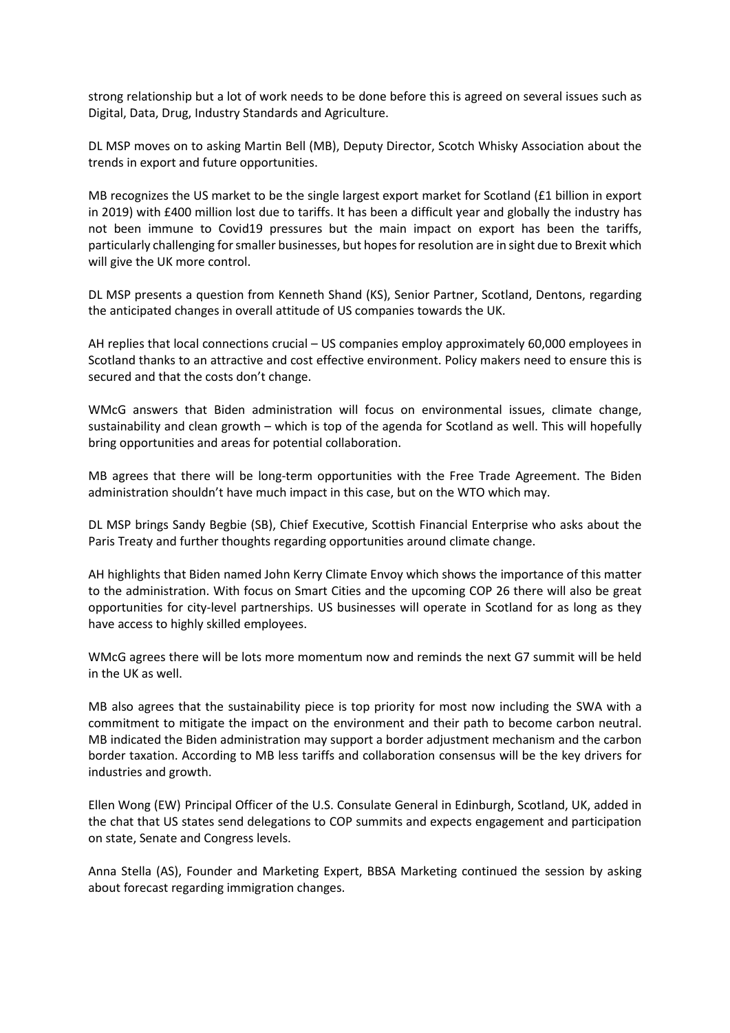strong relationship but a lot of work needs to be done before this is agreed on several issues such as Digital, Data, Drug, Industry Standards and Agriculture.

DL MSP moves on to asking Martin Bell (MB), Deputy Director, Scotch Whisky Association about the trends in export and future opportunities.

MB recognizes the US market to be the single largest export market for Scotland (£1 billion in export in 2019) with £400 million lost due to tariffs. It has been a difficult year and globally the industry has not been immune to Covid19 pressures but the main impact on export has been the tariffs, particularly challenging for smaller businesses, but hopes for resolution are in sight due to Brexit which will give the UK more control.

DL MSP presents a question from Kenneth Shand (KS), Senior Partner, Scotland, Dentons, regarding the anticipated changes in overall attitude of US companies towards the UK.

AH replies that local connections crucial – US companies employ approximately 60,000 employees in Scotland thanks to an attractive and cost effective environment. Policy makers need to ensure this is secured and that the costs don't change.

WMcG answers that Biden administration will focus on environmental issues, climate change, sustainability and clean growth – which is top of the agenda for Scotland as well. This will hopefully bring opportunities and areas for potential collaboration.

MB agrees that there will be long-term opportunities with the Free Trade Agreement. The Biden administration shouldn't have much impact in this case, but on the WTO which may.

DL MSP brings Sandy Begbie (SB), Chief Executive, Scottish Financial Enterprise who asks about the Paris Treaty and further thoughts regarding opportunities around climate change.

AH highlights that Biden named John Kerry Climate Envoy which shows the importance of this matter to the administration. With focus on Smart Cities and the upcoming COP 26 there will also be great opportunities for city-level partnerships. US businesses will operate in Scotland for as long as they have access to highly skilled employees.

WMcG agrees there will be lots more momentum now and reminds the next G7 summit will be held in the UK as well.

MB also agrees that the sustainability piece is top priority for most now including the SWA with a commitment to mitigate the impact on the environment and their path to become carbon neutral. MB indicated the Biden administration may support a border adjustment mechanism and the carbon border taxation. According to MB less tariffs and collaboration consensus will be the key drivers for industries and growth.

Ellen Wong (EW) Principal Officer of the U.S. Consulate General in Edinburgh, Scotland, UK, added in the chat that US states send delegations to COP summits and expects engagement and participation on state, Senate and Congress levels.

Anna Stella (AS), Founder and Marketing Expert, BBSA Marketing continued the session by asking about forecast regarding immigration changes.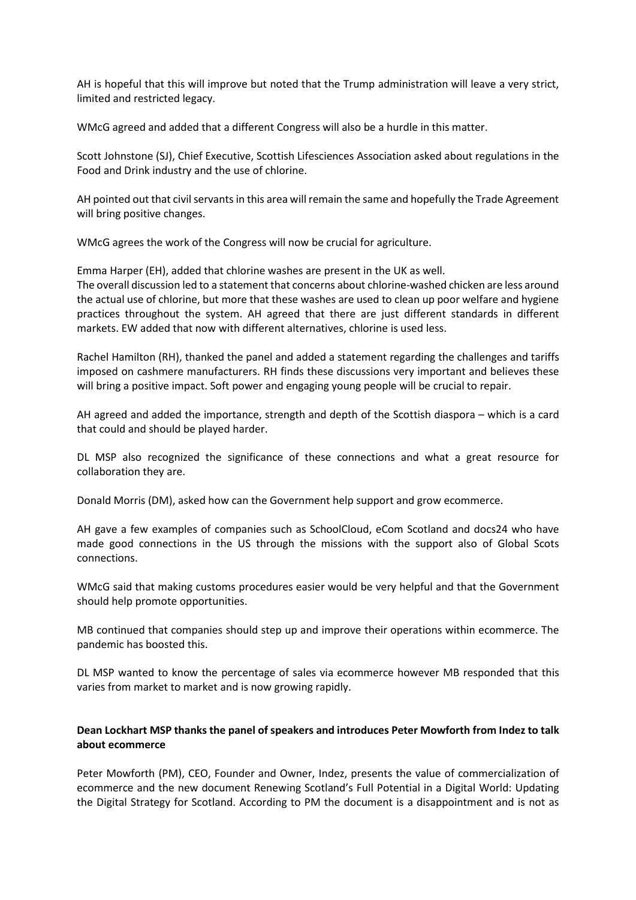AH is hopeful that this will improve but noted that the Trump administration will leave a very strict, limited and restricted legacy.

WMcG agreed and added that a different Congress will also be a hurdle in this matter.

Scott Johnstone (SJ), Chief Executive, Scottish Lifesciences Association asked about regulations in the Food and Drink industry and the use of chlorine.

AH pointed out that civil servants in this area will remain the same and hopefully the Trade Agreement will bring positive changes.

WMcG agrees the work of the Congress will now be crucial for agriculture.

Emma Harper (EH), added that chlorine washes are present in the UK as well.
The overall discussion led to a statement that concerns about chlorine-washed chicken are less around the actual use of chlorine, but more that these washes are used to clean up poor welfare and hygiene practices throughout the system. AH agreed that there are just different standards in different markets. EW added that now with different alternatives, chlorine is used less.

Rachel Hamilton (RH), thanked the panel and added a statement regarding the challenges and tariffs imposed on cashmere manufacturers. RH finds these discussions very important and believes these will bring a positive impact. Soft power and engaging young people will be crucial to repair.

AH agreed and added the importance, strength and depth of the Scottish diaspora – which is a card that could and should be played harder.

DL MSP also recognized the significance of these connections and what a great resource for collaboration they are.

Donald Morris (DM), asked how can the Government help support and grow ecommerce.

AH gave a few examples of companies such as SchoolCloud, eCom Scotland and docs24 who have made good connections in the US through the missions with the support also of Global Scots connections.

WMcG said that making customs procedures easier would be very helpful and that the Government should help promote opportunities.

MB continued that companies should step up and improve their operations within ecommerce. The pandemic has boosted this.

DL MSP wanted to know the percentage of sales via ecommerce however MB responded that this varies from market to market and is now growing rapidly.

**Dean Lockhart MSP thanks the panel of speakers and introduces Peter Mowforth from Indez to talk about ecommerce**

Peter Mowforth (PM), CEO, Founder and Owner, Indez, presents the value of commercialization of ecommerce and the new document Renewing Scotland's Full Potential in a Digital World: Updating the Digital Strategy for Scotland. According to PM the document is a disappointment and is not as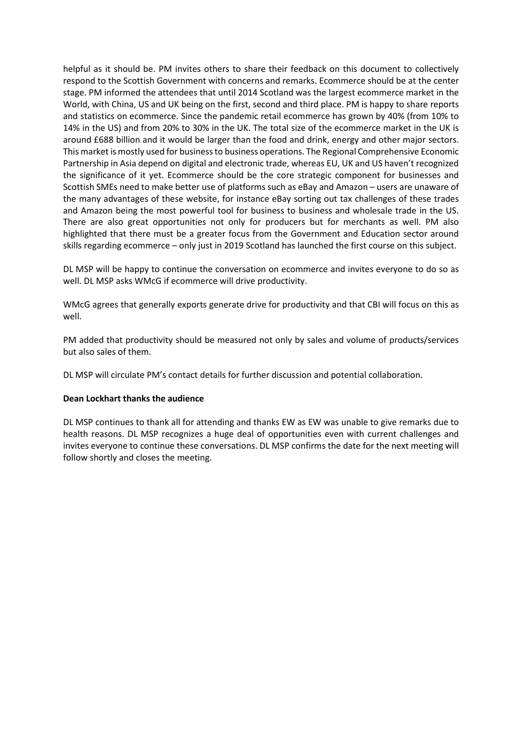helpful as it should be. PM invites others to share their feedback on this document to collectively respond to the Scottish Government with concerns and remarks. Ecommerce should be at the center stage. PM informed the attendees that until 2014 Scotland was the largest ecommerce market in the World, with China, US and UK being on the first, second and third place. PM is happy to share reports and statistics on ecommerce. Since the pandemic retail ecommerce has grown by 40% (from 10% to 14% in the US) and from 20% to 30% in the UK. The total size of the ecommerce market in the UK is around £688 billion and it would be larger than the food and drink, energy and other major sectors. This market is mostly used for business to business operations. The Regional Comprehensive Economic Partnership in Asia depend on digital and electronic trade, whereas EU, UK and US haven't recognized the significance of it yet. Ecommerce should be the core strategic component for businesses and Scottish SMEs need to make better use of platforms such as eBay and Amazon – users are unaware of the many advantages of these website, for instance eBay sorting out tax challenges of these trades and Amazon being the most powerful tool for business to business and wholesale trade in the US. There are also great opportunities not only for producers but for merchants as well. PM also highlighted that there must be a greater focus from the Government and Education sector around skills regarding ecommerce – only just in 2019 Scotland has launched the first course on this subject.

DL MSP will be happy to continue the conversation on ecommerce and invites everyone to do so as well. DL MSP asks WMcG if ecommerce will drive productivity.

WMcG agrees that generally exports generate drive for productivity and that CBI will focus on this as well.

PM added that productivity should be measured not only by sales and volume of products/services but also sales of them.

DL MSP will circulate PM's contact details for further discussion and potential collaboration.

**Dean Lockhart thanks the audience**

DL MSP continues to thank all for attending and thanks EW as EW was unable to give remarks due to health reasons. DL MSP recognizes a huge deal of opportunities even with current challenges and invites everyone to continue these conversations. DL MSP confirms the date for the next meeting will follow shortly and closes the meeting.